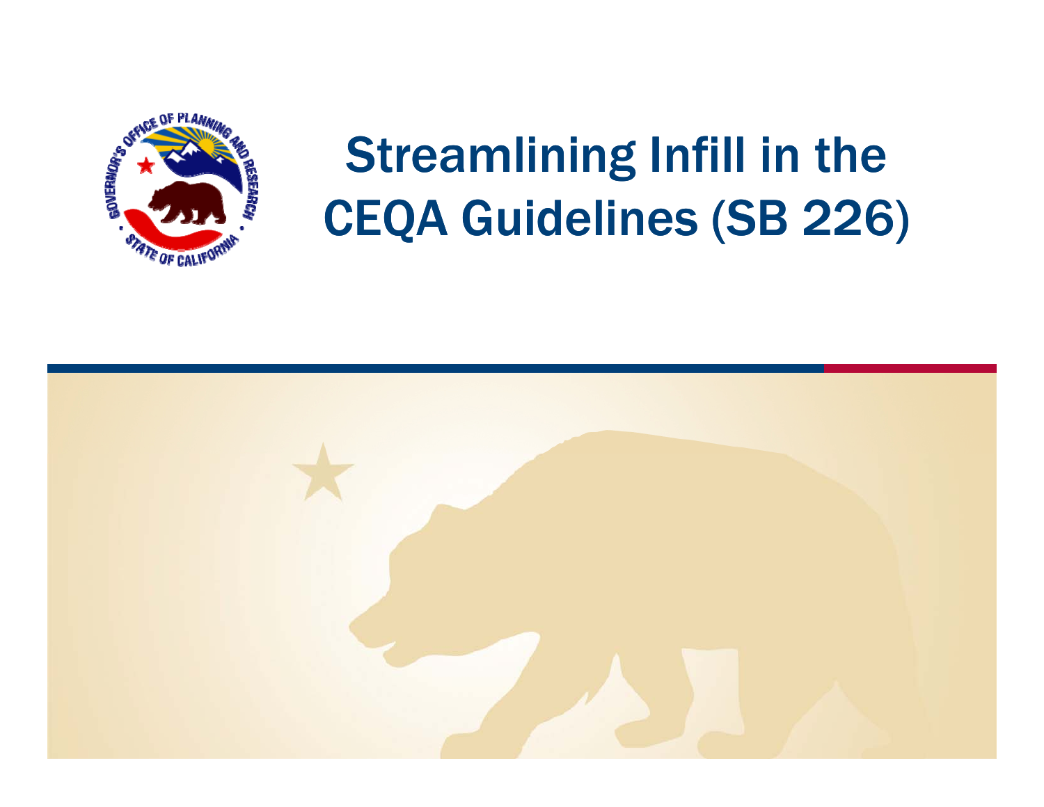# Streamlining Infill in the CEQA Guidelines (SB 226)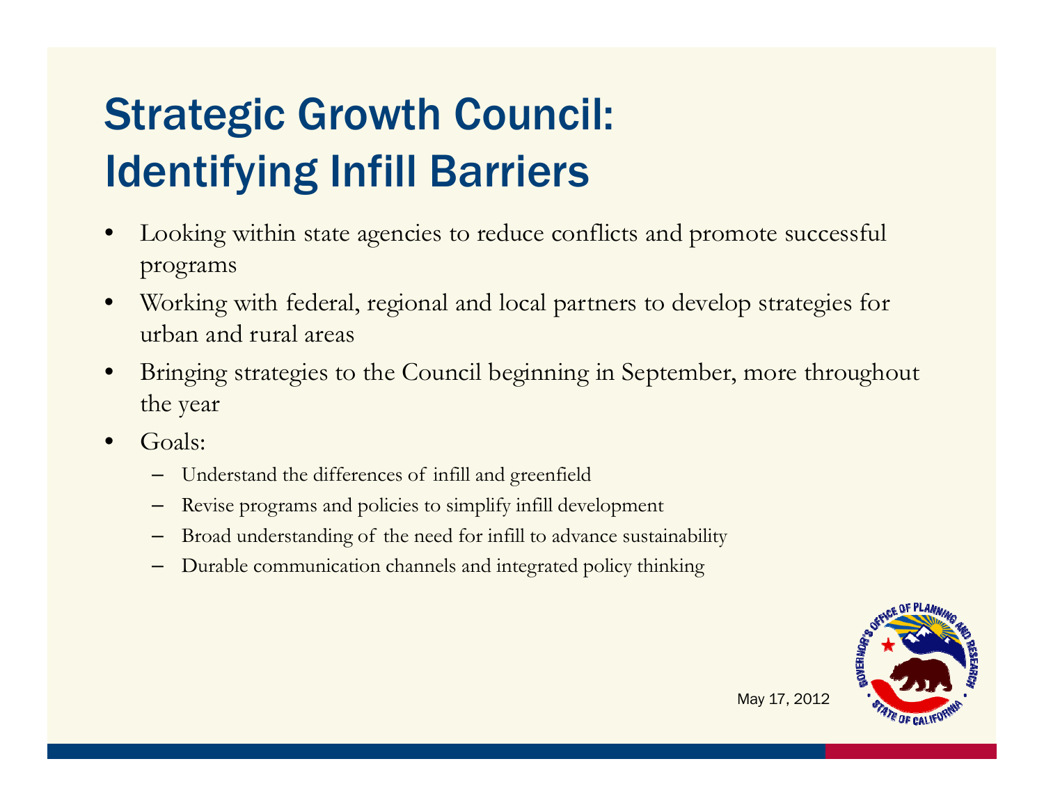# Strategic Growth Council: Identifying Infill Barriers

- Looking within state agencies to reduce conflicts and promote successful programs
- Working with federal, regional and local partners to develop strategies for urban and rural areas
- Bringing strategies to the Council beginning in September, more throughout the year
- Goals:
  - Understand the differences of infill and greenfield
  - Revise programs and policies to simplify infill development
  - Broad understanding of the need for infill to advance sustainability
  - Durable communication channels and integrated policy thinking

May 17, 2012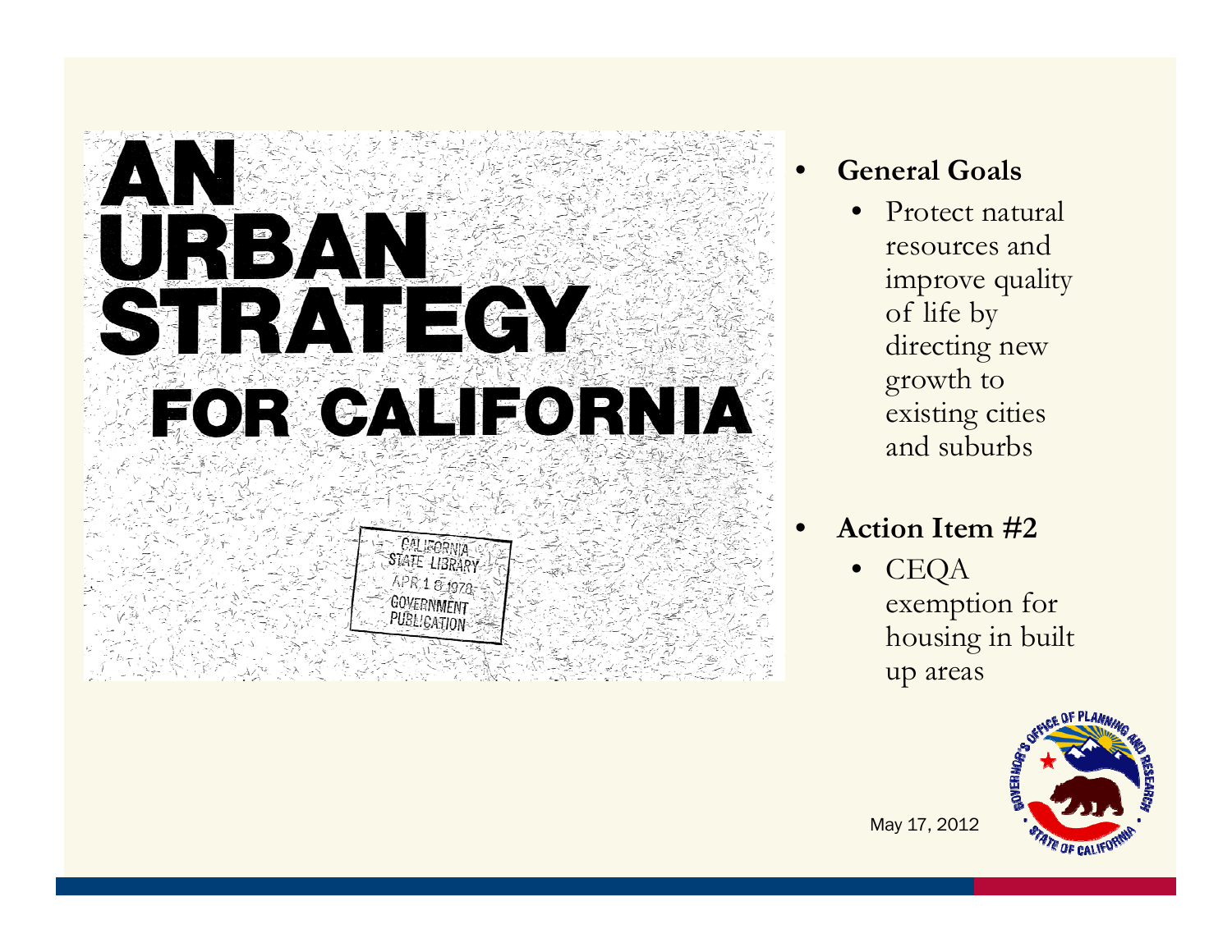# AN URBAN STRATEGY FOR CALIFORNIA

CALIFORNIA STATE LIBRARY
APR 1 8 1978
GOVERNMENT PUBLICATION

- **General Goals**
  - Protect natural resources and improve quality of life by directing new growth to existing cities and suburbs
- **Action Item #2**
  - CEQA exemption for housing in built up areas

May 17, 2012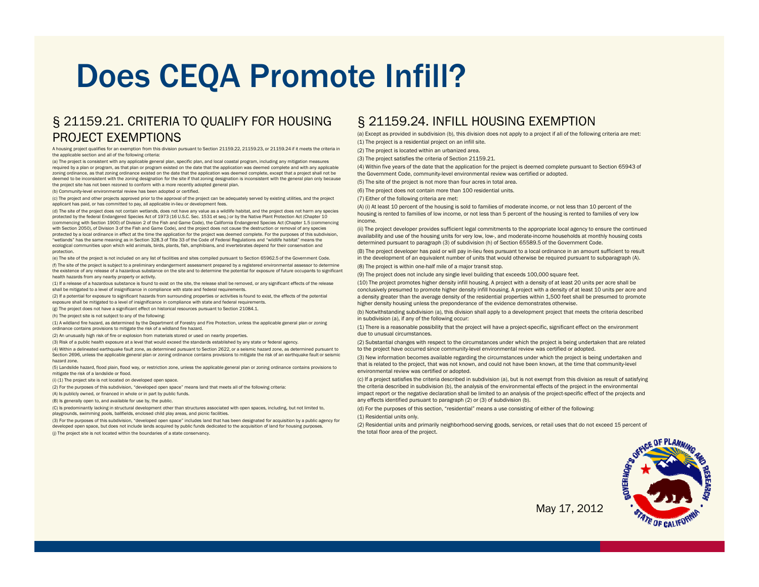# Does CEQA Promote Infill?

## § 21159.21. CRITERIA TO QUALIFY FOR HOUSING PROJECT EXEMPTIONS

A housing project qualifies for an exemption from this division pursuant to Section 21159.22, 21159.23, or 21159.24 if it meets the criteria in the applicable section and all of the following criteria:

(a) The project is consistent with any applicable general plan, specific plan, and local coastal program, including any mitigation measures required by a plan or program, as that plan or program existed on the date that the application was deemed complete and with any applicable zoning ordinance, as that zoning ordinance existed on the date that the application was deemed complete, except that a project shall not be deemed to be inconsistent with the zoning designation for the site if that zoning designation is inconsistent with the general plan only because the project site has not been rezoned to conform with a more recently adopted general plan.

(b) Community-level environmental review has been adopted or certified.

(c) The project and other projects approved prior to the approval of the project can be adequately served by existing utilities, and the project applicant has paid, or has committed to pay, all applicable in-lieu or development fees.

(d) The site of the project does not contain wetlands, does not have any value as a wildlife habitat, and the project does not harm any species protected by the federal Endangered Species Act of 1973 (16 U.S.C. Sec. 1531 et seq.) or by the Native Plant Protection Act (Chapter 10 (commencing with Section 1900) of Division 2 of the Fish and Game Code), the California Endangered Species Act (Chapter 1.5 (commencing with Section 2050), of Division 3 of the Fish and Game Code), and the project does not cause the destruction or removal of any species protected by a local ordinance in effect at the time the application for the project was deemed complete. For the purposes of this subdivision, "wetlands" has the same meaning as in Section 328.3 of Title 33 of the Code of Federal Regulations and "wildlife habitat" means the ecological communities upon which wild animals, birds, plants, fish, amphibians, and invertebrates depend for their conservation and protection.

(e) The site of the project is not included on any list of facilities and sites compiled pursuant to Section 65962.5 of the Government Code.

(f) The site of the project is subject to a preliminary endangerment assessment prepared by a registered environmental assessor to determine the existence of any release of a hazardous substance on the site and to determine the potential for exposure of future occupants to significant health hazards from any nearby property or activity.

(1) If a release of a hazardous substance is found to exist on the site, the release shall be removed, or any significant effects of the release shall be mitigated to a level of insignificance in compliance with state and federal requirements.

(2) If a potential for exposure to significant hazards from surrounding properties or activities is found to exist, the effects of the potential exposure shall be mitigated to a level of insignificance in compliance with state and federal requirements.

(g) The project does not have a significant effect on historical resources pursuant to Section 21084.1.

(h) The project site is not subject to any of the following:

(1) A wildland fire hazard, as determined by the Department of Forestry and Fire Protection, unless the applicable general plan or zoning ordinance contains provisions to mitigate the risk of a wildland fire hazard.

(2) An unusually high risk of fire or explosion from materials stored or used on nearby properties.

(3) Risk of a public health exposure at a level that would exceed the standards established by any state or federal agency.

(4) Within a delineated earthquake fault zone, as determined pursuant to Section 2622, or a seismic hazard zone, as determined pursuant to Section 2696, unless the applicable general plan or zoning ordinance contains provisions to mitigate the risk of an earthquake fault or seismic hazard zone.

(5) Landslide hazard, flood plain, flood way, or restriction zone, unless the applicable general plan or zoning ordinance contains provisions to mitigate the risk of a landslide or flood.

(i) (1) The project site is not located on developed open space.

(2) For the purposes of this subdivision, "developed open space" means land that meets all of the following criteria:

(A) Is publicly owned, or financed in whole or in part by public funds.

(B) Is generally open to, and available for use by, the public.

(C) Is predominantly lacking in structural development other than structures associated with open spaces, including, but not limited to, playgrounds, swimming pools, ballfields, enclosed child play areas, and picnic facilities.

(3) For the purposes of this subdivision, "developed open space" includes land that has been designated for acquisition by a public agency for developed open space, but does not include lands acquired by public funds dedicated to the acquisition of land for housing purposes.

(j) The project site is not located within the boundaries of a state conservancy.

## § 21159.24. INFILL HOUSING EXEMPTION

(a) Except as provided in subdivision (b), this division does not apply to a project if all of the following criteria are met:

(1) The project is a residential project on an infill site.

(2) The project is located within an urbanized area.

(3) The project satisfies the criteria of Section 21159.21.

(4) Within five years of the date that the application for the project is deemed complete pursuant to Section 65943 of the Government Code, community-level environmental review was certified or adopted.

(5) The site of the project is not more than four acres in total area.

(6) The project does not contain more than 100 residential units.

(7) Either of the following criteria are met:

(A) (i) At least 10 percent of the housing is sold to families of moderate income, or not less than 10 percent of the housing is rented to families of low income, or not less than 5 percent of the housing is rented to families of very low income.

(ii) The project developer provides sufficient legal commitments to the appropriate local agency to ensure the continued availability and use of the housing units for very low, low-, and moderate-income households at monthly housing costs determined pursuant to paragraph (3) of subdivision (h) of Section 65589.5 of the Government Code.

(B) The project developer has paid or will pay in-lieu fees pursuant to a local ordinance in an amount sufficient to result in the development of an equivalent number of units that would otherwise be required pursuant to subparagraph (A).

(8) The project is within one-half mile of a major transit stop.

(9) The project does not include any single level building that exceeds 100,000 square feet.

(10) The project promotes higher density infill housing. A project with a density of at least 20 units per acre shall be conclusively presumed to promote higher density infill housing. A project with a density of at least 10 units per acre and a density greater than the average density of the residential properties within 1,500 feet shall be presumed to promote higher density housing unless the preponderance of the evidence demonstrates otherwise.

(b) Notwithstanding subdivision (a), this division shall apply to a development project that meets the criteria described in subdivision (a), if any of the following occur:

(1) There is a reasonable possibility that the project will have a project-specific, significant effect on the environment due to unusual circumstances.

(2) Substantial changes with respect to the circumstances under which the project is being undertaken that are related to the project have occurred since community-level environmental review was certified or adopted.

(3) New information becomes available regarding the circumstances under which the project is being undertaken and that is related to the project, that was not known, and could not have been known, at the time that community-level environmental review was certified or adopted.

(c) If a project satisfies the criteria described in subdivision (a), but is not exempt from this division as result of satisfying the criteria described in subdivision (b), the analysis of the environmental effects of the project in the environmental impact report or the negative declaration shall be limited to an analysis of the project-specific effect of the projects and any effects identified pursuant to paragraph (2) or (3) of subdivision (b).

(d) For the purposes of this section, "residential" means a use consisting of either of the following:

(1) Residential units only.

(2) Residential units and primarily neighborhood-serving goods, services, or retail uses that do not exceed 15 percent of the total floor area of the project.

May 17, 2012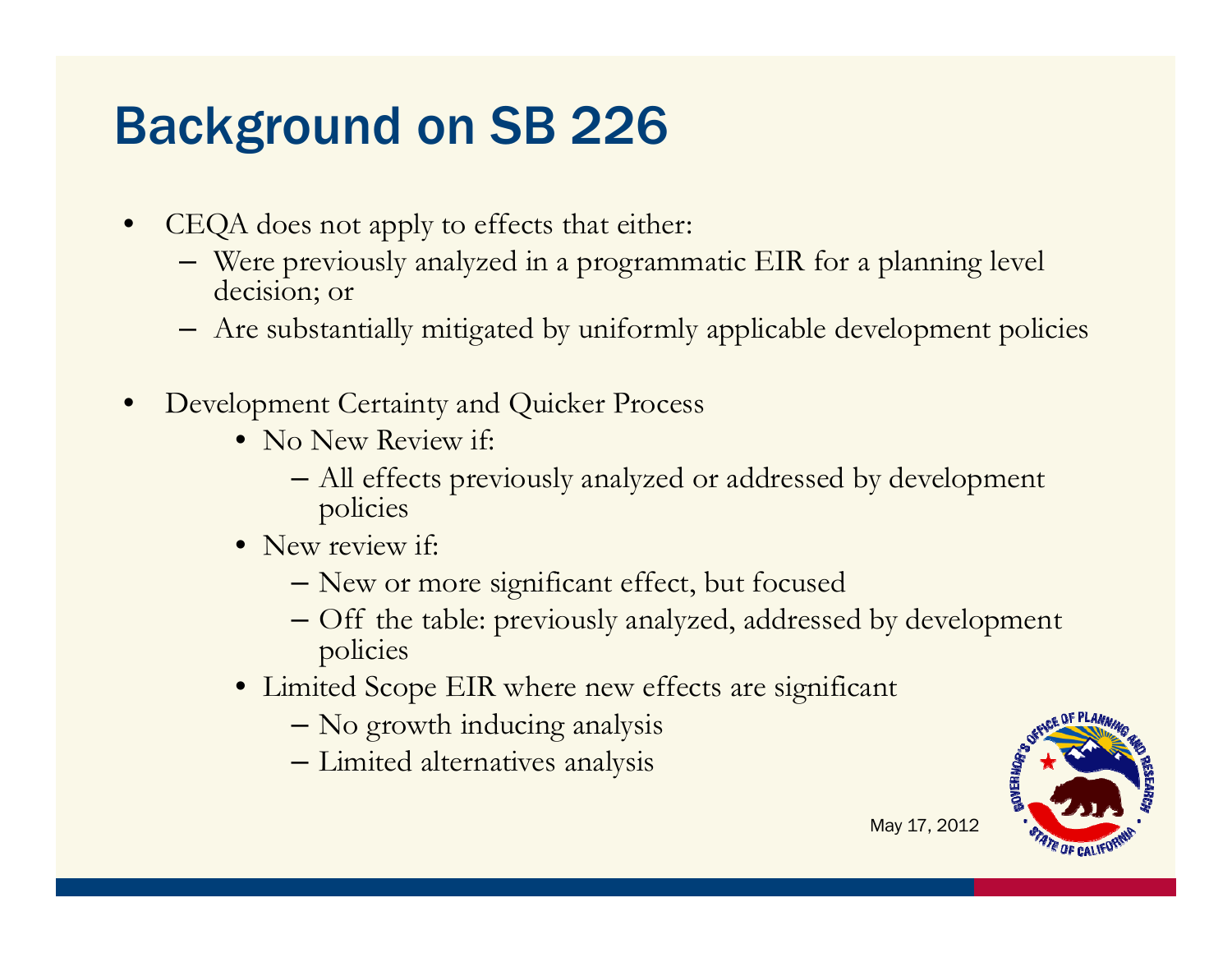# Background on SB 226

- CEQA does not apply to effects that either:
  - Were previously analyzed in a programmatic EIR for a planning level decision; or
  - Are substantially mitigated by uniformly applicable development policies

- Development Certainty and Quicker Process
  - No New Review if:
    - All effects previously analyzed or addressed by development policies
  - New review if:
    - New or more significant effect, but focused
    - Off the table: previously analyzed, addressed by development policies
  - Limited Scope EIR where new effects are significant
    - No growth inducing analysis
    - Limited alternatives analysis

May 17, 2012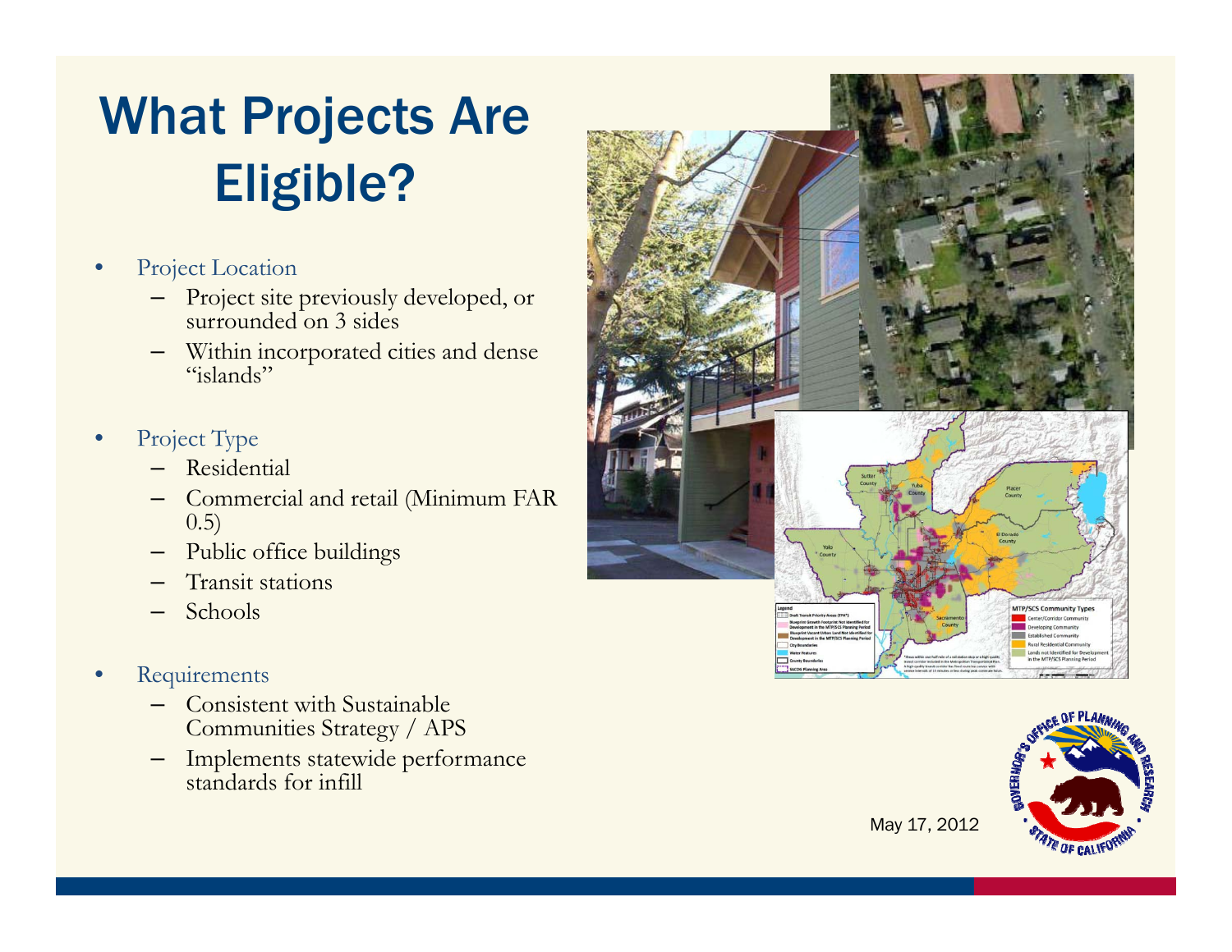# What Projects Are Eligible?

- Project Location
  - Project site previously developed, or surrounded on 3 sides
  - Within incorporated cities and dense "islands"
- Project Type
  - Residential
  - Commercial and retail (Minimum FAR 0.5)
  - Public office buildings
  - Transit stations
  - Schools
- Requirements
  - Consistent with Sustainable Communities Strategy / APS
  - Implements statewide performance standards for infill

May 17, 2012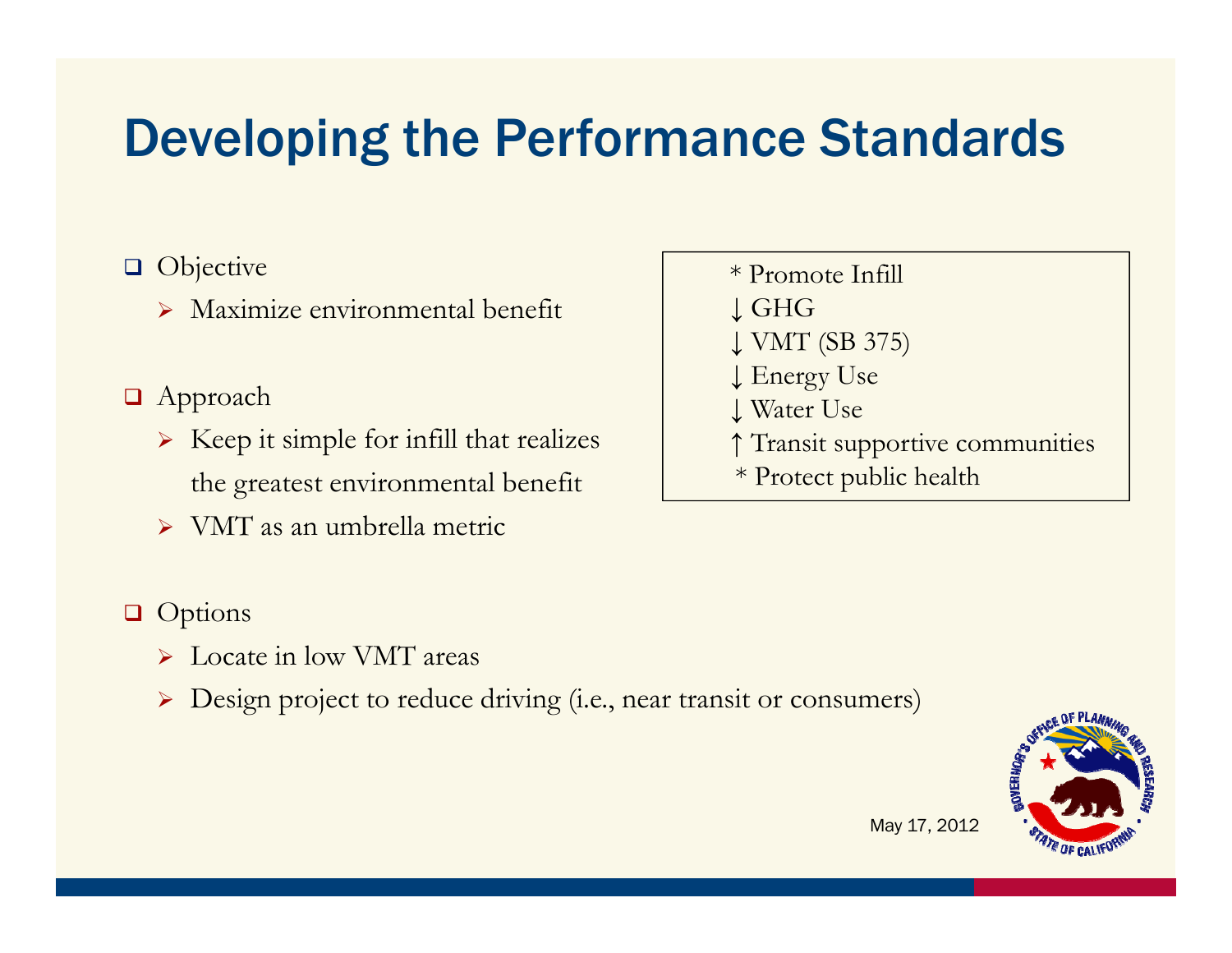# Developing the Performance Standards

- Objective
  - Maximize environmental benefit
- Approach
  - Keep it simple for infill that realizes the greatest environmental benefit
  - VMT as an umbrella metric
- Options
  - Locate in low VMT areas
  - Design project to reduce driving (i.e., near transit or consumers)

* Promote Infill
↓ GHG
↓ VMT (SB 375)
↓ Energy Use
↓ Water Use
↑ Transit supportive communities
* Protect public health

May 17, 2012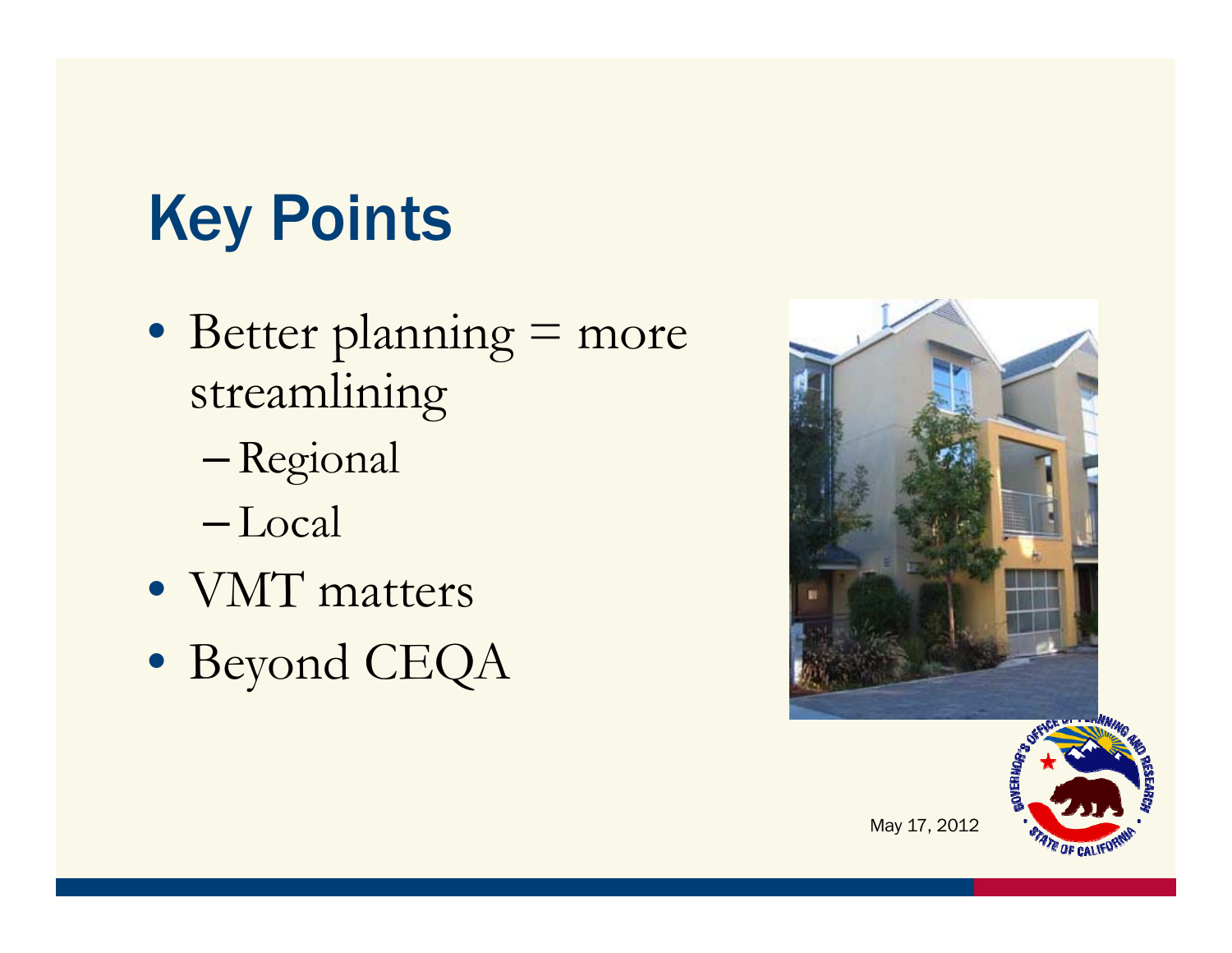# Key Points

- Better planning = more streamlining
  - Regional
  - Local
- VMT matters
- Beyond CEQA

May 17, 2012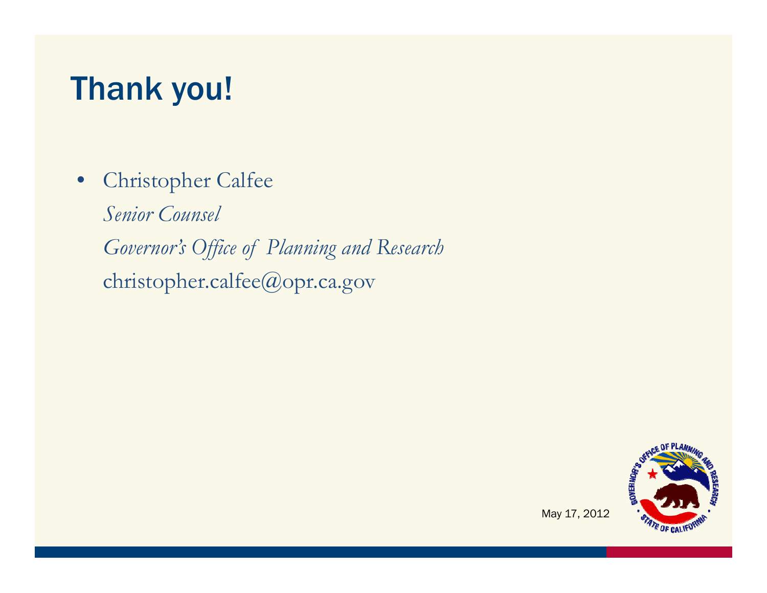# Thank you!

- Christopher Calfee

  *Senior Counsel*

  *Governor's Office of Planning and Research*

  christopher.calfee@opr.ca.gov

May 17, 2012